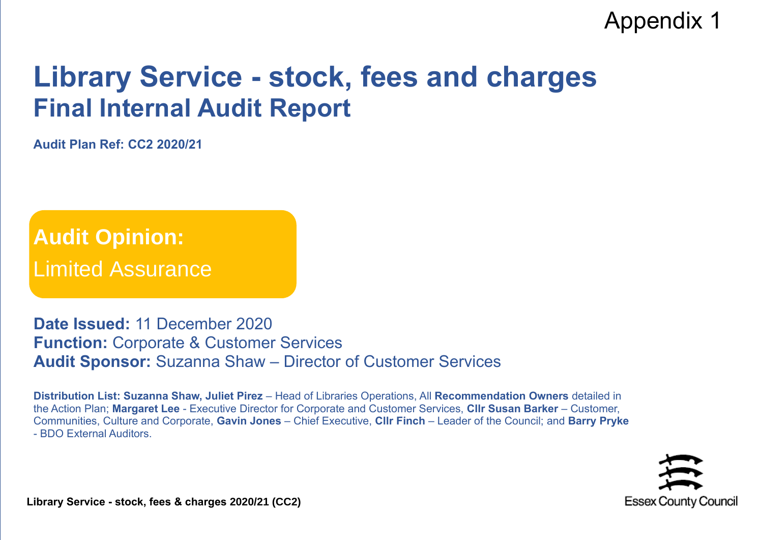Appendix 1

# Library Service - stock, fees and charges

## Final Internal Audit Report

**Audit Plan Ref: CC2 2020/21**

**Audit Opinion:**

Limited Assurance

**Date Issued:** 11 December 2020
**Function:** Corporate & Customer Services
**Audit Sponsor:** Suzanna Shaw – Director of Customer Services

**Distribution List: Suzanna Shaw, Juliet Pirez** – Head of Libraries Operations, All **Recommendation Owners** detailed in the Action Plan; **Margaret Lee** - Executive Director for Corporate and Customer Services, **Cllr Susan Barker** – Customer, Communities, Culture and Corporate, **Gavin Jones** – Chief Executive, **Cllr Finch** – Leader of the Council; and **Barry Pryke** - BDO External Auditors.

Essex County Council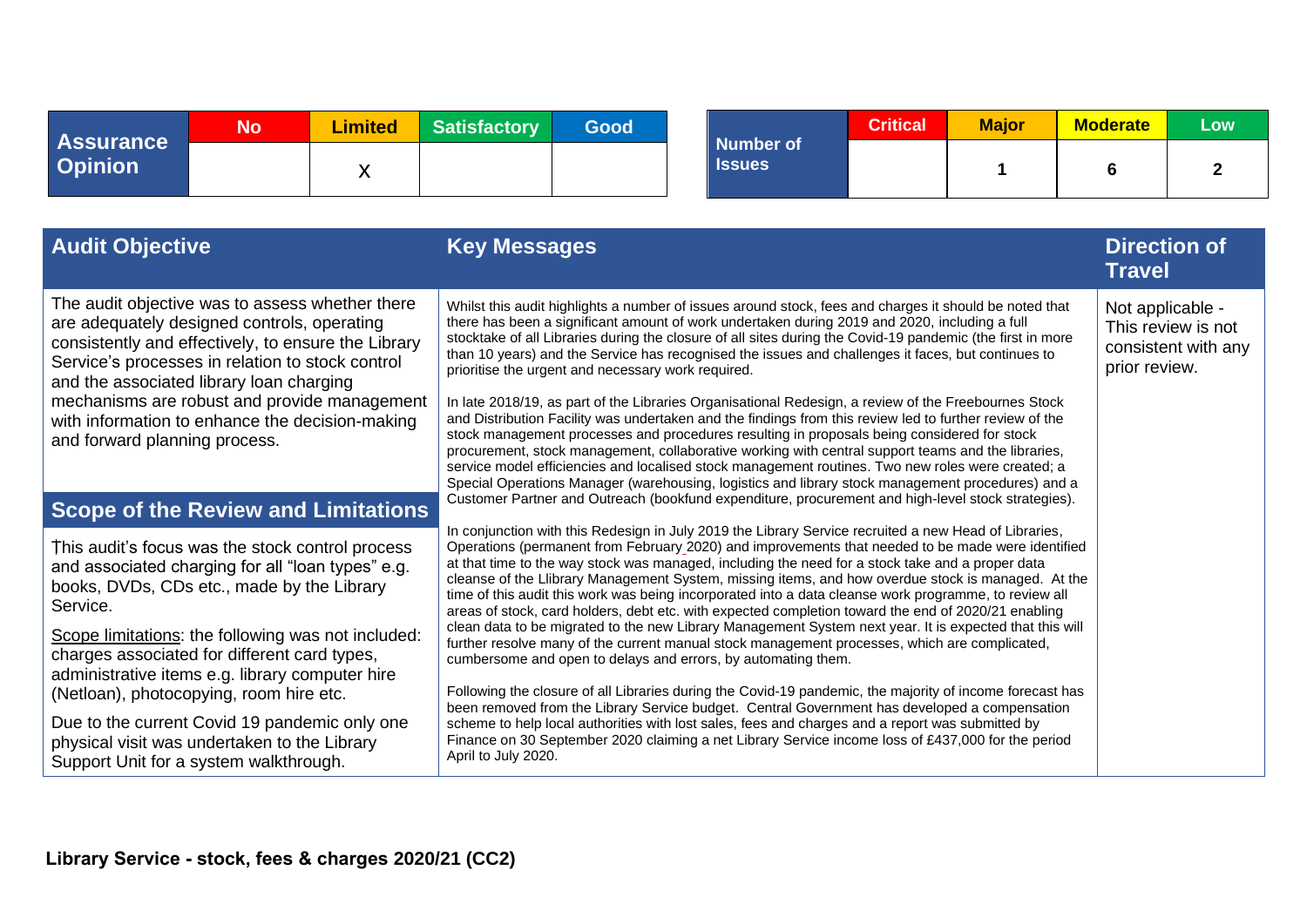| Assurance Opinion | No | Limited | Satisfactory | Good |
|---|---|---|---|---|
| | | X | | |

| Number of Issues | Critical | Major | Moderate | Low |
|---|---|---|---|---|
| | | 1 | 6 | 2 |

| Audit Objective | Key Messages | Direction of Travel |
|---|---|---|
| The audit objective was to assess whether there are adequately designed controls, operating consistently and effectively, to ensure the Library Service's processes in relation to stock control and the associated library loan charging mechanisms are robust and provide management with information to enhance the decision-making and forward planning process. | Whilst this audit highlights a number of issues around stock, fees and charges it should be noted that there has been a significant amount of work undertaken during 2019 and 2020, including a full stocktake of all Libraries during the closure of all sites during the Covid-19 pandemic (the first in more than 10 years) and the Service has recognised the issues and challenges it faces, but continues to prioritise the urgent and necessary work required.<br><br>In late 2018/19, as part of the Libraries Organisational Redesign, a review of the Freebournes Stock and Distribution Facility was undertaken and the findings from this review led to further review of the stock management processes and procedures resulting in proposals being considered for stock procurement, stock management, collaborative working with central support teams and the libraries, service model efficiencies and localised stock management routines. Two new roles were created; a Special Operations Manager (warehousing, logistics and library stock management procedures) and a Customer Partner and Outreach (bookfund expenditure, procurement and high-level stock strategies).<br><br>In conjunction with this Redesign in July 2019 the Library Service recruited a new Head of Libraries, Operations (permanent from February 2020) and improvements that needed to be made were identified at that time to the way stock was managed, including the need for a stock take and a proper data cleanse of the Llibrary Management System, missing items, and how overdue stock is managed. At the time of this audit this work was being incorporated into a data cleanse work programme, to review all areas of stock, card holders, debt etc. with expected completion toward the end of 2020/21 enabling clean data to be migrated to the new Library Management System next year. It is expected that this will further resolve many of the current manual stock management processes, which are complicated, cumbersome and open to delays and errors, by automating them.<br><br>Following the closure of all Libraries during the Covid-19 pandemic, the majority of income forecast has been removed from the Library Service budget. Central Government has developed a compensation scheme to help local authorities with lost sales, fees and charges and a report was submitted by Finance on 30 September 2020 claiming a net Library Service income loss of £437,000 for the period April to July 2020. | Not applicable - This review is not consistent with any prior review. |

## Scope of the Review and Limitations

This audit's focus was the stock control process and associated charging for all "loan types" e.g. books, DVDs, CDs etc., made by the Library Service.

Scope limitations: the following was not included: charges associated for different card types, administrative items e.g. library computer hire (Netloan), photocopying, room hire etc.

Due to the current Covid 19 pandemic only one physical visit was undertaken to the Library Support Unit for a system walkthrough.

**Library Service - stock, fees & charges 2020/21 (CC2)**